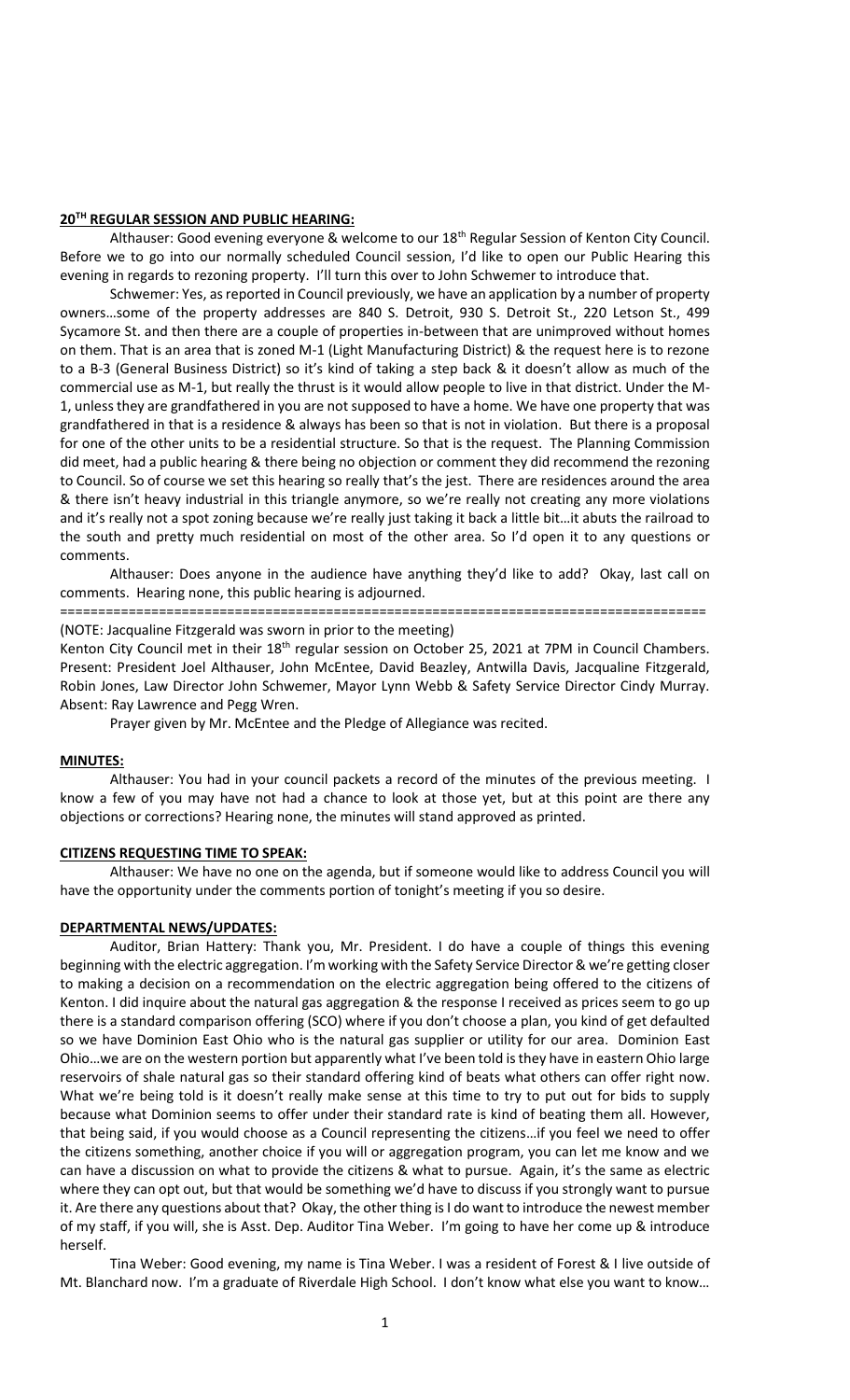**20[TH] REGULAR SESSION AND PUBLIC HEARING:**

Althauser: Good evening everyone & welcome to our 18[th] Regular Session of Kenton City Council. Before we to go into our normally scheduled Council session, I'd like to open our Public Hearing this evening in regards to rezoning property. I'll turn this over to John Schwemer to introduce that.

Schwemer: Yes, as reported in Council previously, we have an application by a number of property owners…some of the property addresses are 840 S. Detroit, 930 S. Detroit St., 220 Letson St., 499 Sycamore St. and then there are a couple of properties in-between that are unimproved without homes on them. That is an area that is zoned M-1 (Light Manufacturing District) & the request here is to rezone to a B-3 (General Business District) so it's kind of taking a step back & it doesn't allow as much of the commercial use as M-1, but really the thrust is it would allow people to live in that district. Under the M-1, unless they are grandfathered in you are not supposed to have a home. We have one property that was grandfathered in that is a residence & always has been so that is not in violation. But there is a proposal for one of the other units to be a residential structure. So that is the request. The Planning Commission did meet, had a public hearing & there being no objection or comment they did recommend the rezoning to Council. So of course we set this hearing so really that's the jest. There are residences around the area & there isn't heavy industrial in this triangle anymore, so we're really not creating any more violations and it's really not a spot zoning because we're really just taking it back a little bit…it abuts the railroad to the south and pretty much residential on most of the other area. So I'd open it to any questions or comments.

Althauser: Does anyone in the audience have anything they'd like to add? Okay, last call on comments. Hearing none, this public hearing is adjourned.

==========================================================================================

(NOTE: Jacqualine Fitzgerald was sworn in prior to the meeting)

Kenton City Council met in their 18[th] regular session on October 25, 2021 at 7PM in Council Chambers. Present: President Joel Althauser, John McEntee, David Beazley, Antwilla Davis, Jacqualine Fitzgerald, Robin Jones, Law Director John Schwemer, Mayor Lynn Webb & Safety Service Director Cindy Murray. Absent: Ray Lawrence and Pegg Wren.

Prayer given by Mr. McEntee and the Pledge of Allegiance was recited.

**MINUTES:**

Althauser: You had in your council packets a record of the minutes of the previous meeting. I know a few of you may have not had a chance to look at those yet, but at this point are there any objections or corrections? Hearing none, the minutes will stand approved as printed.

**CITIZENS REQUESTING TIME TO SPEAK:**

Althauser: We have no one on the agenda, but if someone would like to address Council you will have the opportunity under the comments portion of tonight's meeting if you so desire.

**DEPARTMENTAL NEWS/UPDATES:**

Auditor, Brian Hattery: Thank you, Mr. President. I do have a couple of things this evening beginning with the electric aggregation. I'm working with the Safety Service Director & we're getting closer to making a decision on a recommendation on the electric aggregation being offered to the citizens of Kenton. I did inquire about the natural gas aggregation & the response I received as prices seem to go up there is a standard comparison offering (SCO) where if you don't choose a plan, you kind of get defaulted so we have Dominion East Ohio who is the natural gas supplier or utility for our area. Dominion East Ohio…we are on the western portion but apparently what I've been told is they have in eastern Ohio large reservoirs of shale natural gas so their standard offering kind of beats what others can offer right now. What we're being told is it doesn't really make sense at this time to try to put out for bids to supply because what Dominion seems to offer under their standard rate is kind of beating them all. However, that being said, if you would choose as a Council representing the citizens…if you feel we need to offer the citizens something, another choice if you will or aggregation program, you can let me know and we can have a discussion on what to provide the citizens & what to pursue. Again, it's the same as electric where they can opt out, but that would be something we'd have to discuss if you strongly want to pursue it. Are there any questions about that? Okay, the other thing is I do want to introduce the newest member of my staff, if you will, she is Asst. Dep. Auditor Tina Weber. I'm going to have her come up & introduce herself.

Tina Weber: Good evening, my name is Tina Weber. I was a resident of Forest & I live outside of Mt. Blanchard now. I'm a graduate of Riverdale High School. I don't know what else you want to know…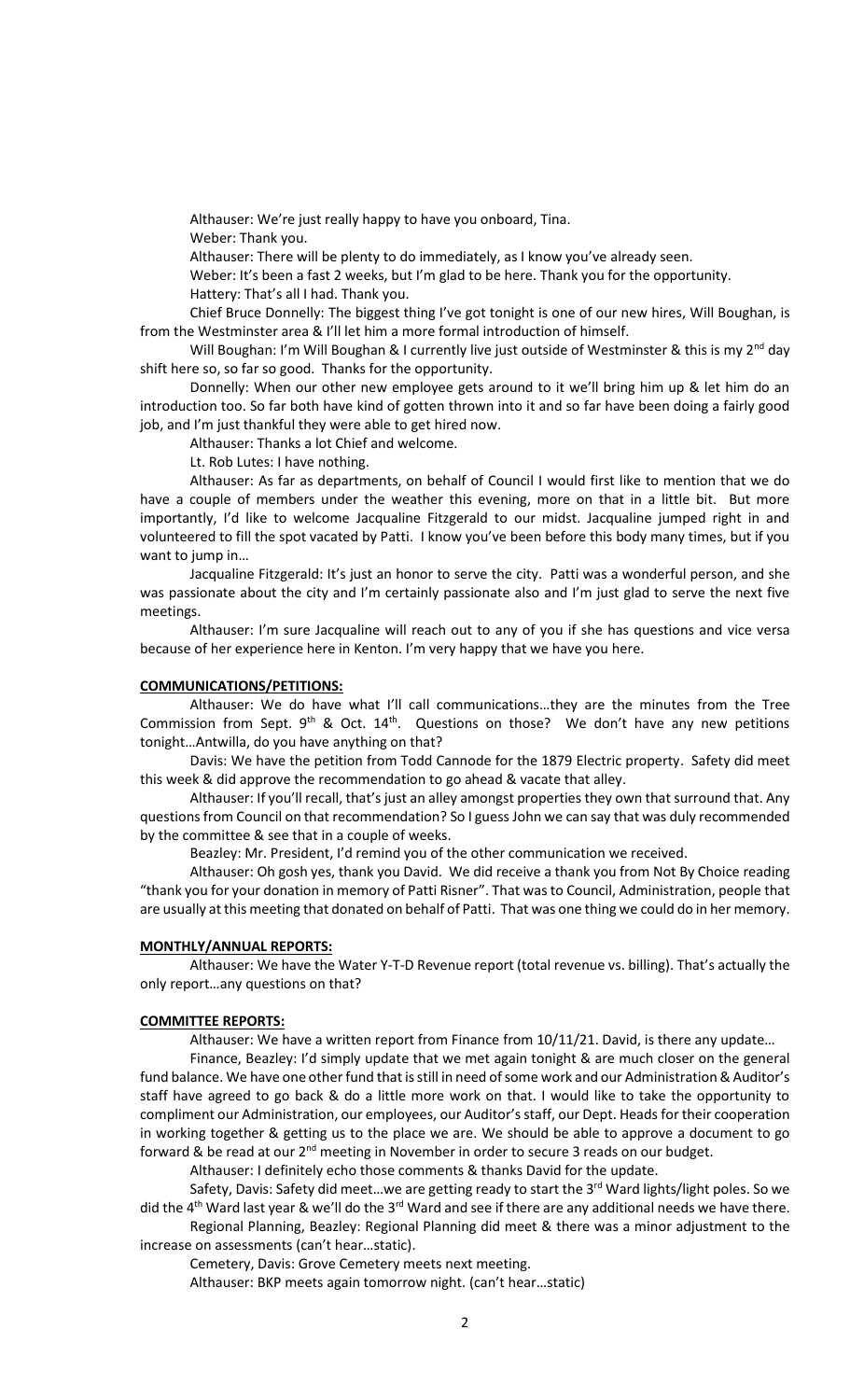Althauser: We're just really happy to have you onboard, Tina.

Weber: Thank you.

Althauser: There will be plenty to do immediately, as I know you've already seen.

Weber: It's been a fast 2 weeks, but I'm glad to be here. Thank you for the opportunity.

Hattery: That's all I had. Thank you.

Chief Bruce Donnelly: The biggest thing I've got tonight is one of our new hires, Will Boughan, is from the Westminster area & I'll let him a more formal introduction of himself.

Will Boughan: I'm Will Boughan & I currently live just outside of Westminster & this is my 2nd day shift here so, so far so good. Thanks for the opportunity.

Donnelly: When our other new employee gets around to it we'll bring him up & let him do an introduction too. So far both have kind of gotten thrown into it and so far have been doing a fairly good job, and I'm just thankful they were able to get hired now.

Althauser: Thanks a lot Chief and welcome.

Lt. Rob Lutes: I have nothing.

Althauser: As far as departments, on behalf of Council I would first like to mention that we do have a couple of members under the weather this evening, more on that in a little bit. But more importantly, I'd like to welcome Jacqualine Fitzgerald to our midst. Jacqualine jumped right in and volunteered to fill the spot vacated by Patti. I know you've been before this body many times, but if you want to jump in…

Jacqualine Fitzgerald: It's just an honor to serve the city. Patti was a wonderful person, and she was passionate about the city and I'm certainly passionate also and I'm just glad to serve the next five meetings.

Althauser: I'm sure Jacqualine will reach out to any of you if she has questions and vice versa because of her experience here in Kenton. I'm very happy that we have you here.

**COMMUNICATIONS/PETITIONS:**

Althauser: We do have what I'll call communications…they are the minutes from the Tree Commission from Sept. 9th & Oct. 14th. Questions on those? We don't have any new petitions tonight…Antwilla, do you have anything on that?

Davis: We have the petition from Todd Cannode for the 1879 Electric property. Safety did meet this week & did approve the recommendation to go ahead & vacate that alley.

Althauser: If you'll recall, that's just an alley amongst properties they own that surround that. Any questions from Council on that recommendation? So I guess John we can say that was duly recommended by the committee & see that in a couple of weeks.

Beazley: Mr. President, I'd remind you of the other communication we received.

Althauser: Oh gosh yes, thank you David. We did receive a thank you from Not By Choice reading "thank you for your donation in memory of Patti Risner". That was to Council, Administration, people that are usually at this meeting that donated on behalf of Patti. That was one thing we could do in her memory.

**MONTHLY/ANNUAL REPORTS:**

Althauser: We have the Water Y-T-D Revenue report (total revenue vs. billing). That's actually the only report…any questions on that?

**COMMITTEE REPORTS:**

Althauser: We have a written report from Finance from 10/11/21. David, is there any update…

Finance, Beazley: I'd simply update that we met again tonight & are much closer on the general fund balance. We have one other fund that is still in need of some work and our Administration & Auditor's staff have agreed to go back & do a little more work on that. I would like to take the opportunity to compliment our Administration, our employees, our Auditor's staff, our Dept. Heads for their cooperation in working together & getting us to the place we are. We should be able to approve a document to go forward & be read at our 2nd meeting in November in order to secure 3 reads on our budget.

Althauser: I definitely echo those comments & thanks David for the update.

Safety, Davis: Safety did meet…we are getting ready to start the 3rd Ward lights/light poles. So we did the 4th Ward last year & we'll do the 3rd Ward and see if there are any additional needs we have there.

Regional Planning, Beazley: Regional Planning did meet & there was a minor adjustment to the increase on assessments (can't hear…static).

Cemetery, Davis: Grove Cemetery meets next meeting.

Althauser: BKP meets again tomorrow night. (can't hear…static)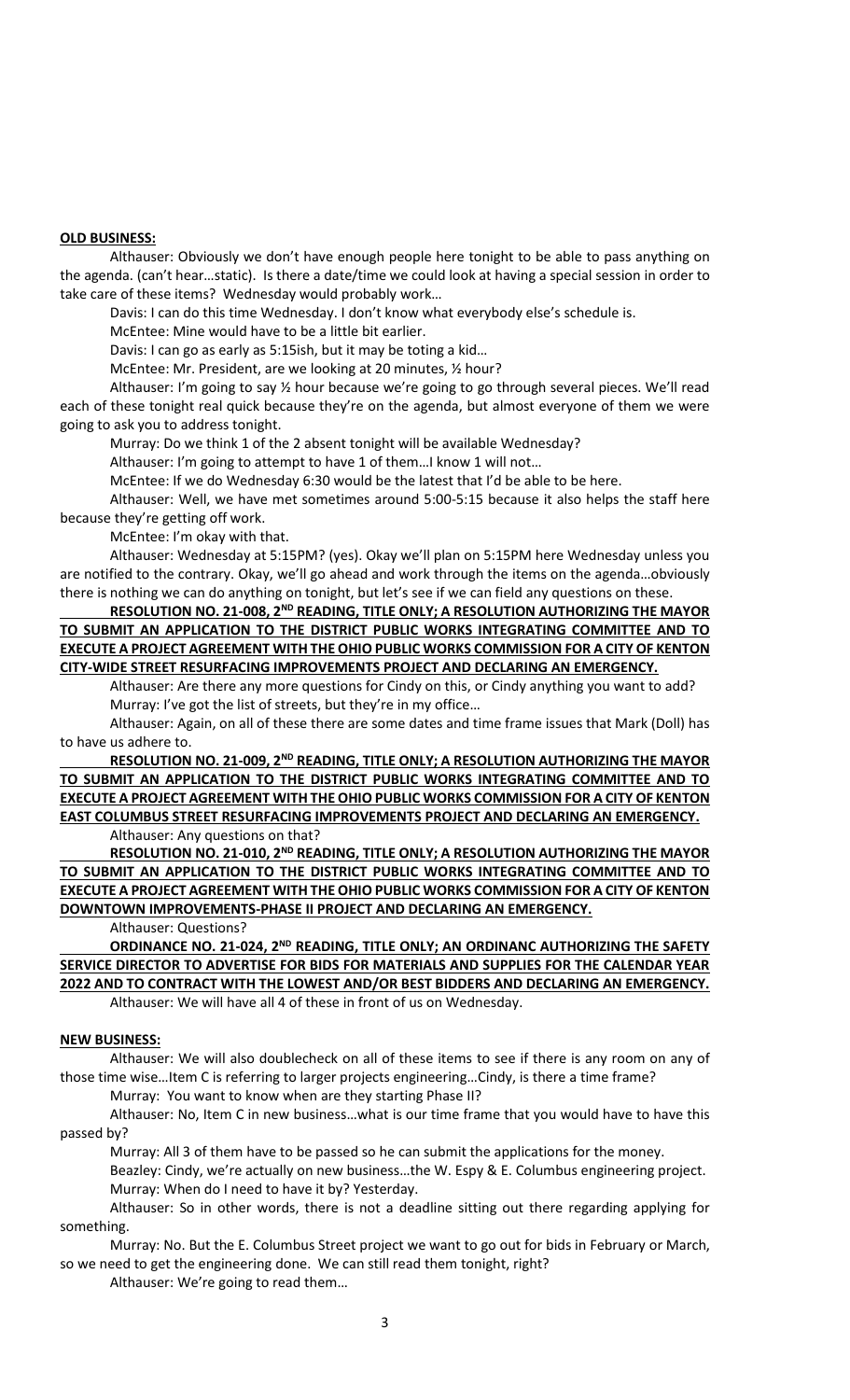**OLD BUSINESS:**

Althauser: Obviously we don't have enough people here tonight to be able to pass anything on the agenda. (can't hear…static). Is there a date/time we could look at having a special session in order to take care of these items? Wednesday would probably work…

Davis: I can do this time Wednesday. I don't know what everybody else's schedule is.

McEntee: Mine would have to be a little bit earlier.

Davis: I can go as early as 5:15ish, but it may be toting a kid…

McEntee: Mr. President, are we looking at 20 minutes, ½ hour?

Althauser: I'm going to say ½ hour because we're going to go through several pieces. We'll read each of these tonight real quick because they're on the agenda, but almost everyone of them we were going to ask you to address tonight.

Murray: Do we think 1 of the 2 absent tonight will be available Wednesday?

Althauser: I'm going to attempt to have 1 of them…I know 1 will not…

McEntee: If we do Wednesday 6:30 would be the latest that I'd be able to be here.

Althauser: Well, we have met sometimes around 5:00-5:15 because it also helps the staff here because they're getting off work.

McEntee: I'm okay with that.

Althauser: Wednesday at 5:15PM? (yes). Okay we'll plan on 5:15PM here Wednesday unless you are notified to the contrary. Okay, we'll go ahead and work through the items on the agenda…obviously there is nothing we can do anything on tonight, but let's see if we can field any questions on these.

**RESOLUTION NO. 21-008, 2ND READING, TITLE ONLY; A RESOLUTION AUTHORIZING THE MAYOR TO SUBMIT AN APPLICATION TO THE DISTRICT PUBLIC WORKS INTEGRATING COMMITTEE AND TO EXECUTE A PROJECT AGREEMENT WITH THE OHIO PUBLIC WORKS COMMISSION FOR A CITY OF KENTON CITY-WIDE STREET RESURFACING IMPROVEMENTS PROJECT AND DECLARING AN EMERGENCY.**

Althauser: Are there any more questions for Cindy on this, or Cindy anything you want to add?

Murray: I've got the list of streets, but they're in my office…

Althauser: Again, on all of these there are some dates and time frame issues that Mark (Doll) has to have us adhere to.

**RESOLUTION NO. 21-009, 2ND READING, TITLE ONLY; A RESOLUTION AUTHORIZING THE MAYOR TO SUBMIT AN APPLICATION TO THE DISTRICT PUBLIC WORKS INTEGRATING COMMITTEE AND TO EXECUTE A PROJECT AGREEMENT WITH THE OHIO PUBLIC WORKS COMMISSION FOR A CITY OF KENTON EAST COLUMBUS STREET RESURFACING IMPROVEMENTS PROJECT AND DECLARING AN EMERGENCY.**

Althauser: Any questions on that?

**RESOLUTION NO. 21-010, 2ND READING, TITLE ONLY; A RESOLUTION AUTHORIZING THE MAYOR TO SUBMIT AN APPLICATION TO THE DISTRICT PUBLIC WORKS INTEGRATING COMMITTEE AND TO EXECUTE A PROJECT AGREEMENT WITH THE OHIO PUBLIC WORKS COMMISSION FOR A CITY OF KENTON DOWNTOWN IMPROVEMENTS-PHASE II PROJECT AND DECLARING AN EMERGENCY.**

Althauser: Questions?

**ORDINANCE NO. 21-024, 2ND READING, TITLE ONLY; AN ORDINANC AUTHORIZING THE SAFETY SERVICE DIRECTOR TO ADVERTISE FOR BIDS FOR MATERIALS AND SUPPLIES FOR THE CALENDAR YEAR 2022 AND TO CONTRACT WITH THE LOWEST AND/OR BEST BIDDERS AND DECLARING AN EMERGENCY.**

Althauser: We will have all 4 of these in front of us on Wednesday.

**NEW BUSINESS:**

Althauser: We will also doublecheck on all of these items to see if there is any room on any of those time wise…Item C is referring to larger projects engineering…Cindy, is there a time frame?

Murray: You want to know when are they starting Phase II?

Althauser: No, Item C in new business…what is our time frame that you would have to have this passed by?

Murray: All 3 of them have to be passed so he can submit the applications for the money.

Beazley: Cindy, we're actually on new business…the W. Espy & E. Columbus engineering project.

Murray: When do I need to have it by? Yesterday.

Althauser: So in other words, there is not a deadline sitting out there regarding applying for something.

Murray: No. But the E. Columbus Street project we want to go out for bids in February or March, so we need to get the engineering done. We can still read them tonight, right?

Althauser: We're going to read them…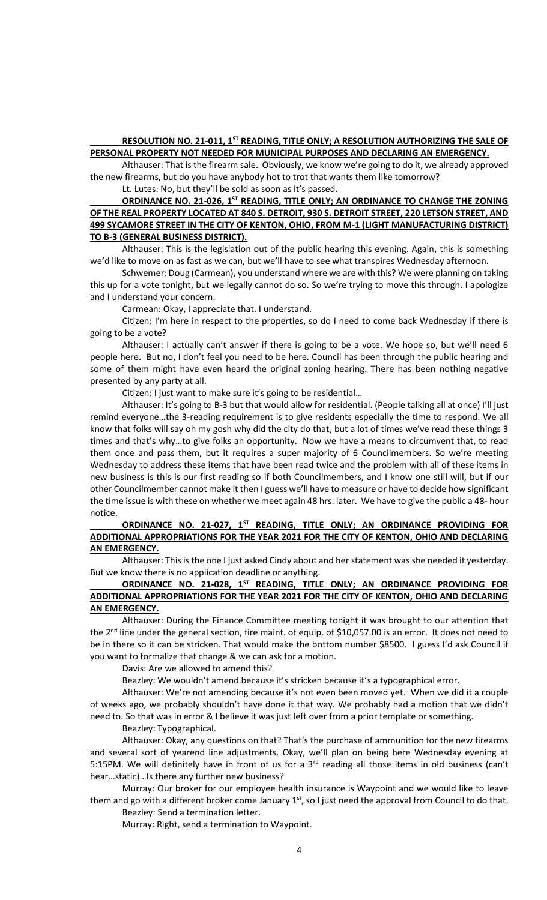**RESOLUTION NO. 21-011, 1ST READING, TITLE ONLY; A RESOLUTION AUTHORIZING THE SALE OF PERSONAL PROPERTY NOT NEEDED FOR MUNICIPAL PURPOSES AND DECLARING AN EMERGENCY.**

Althauser: That is the firearm sale. Obviously, we know we're going to do it, we already approved the new firearms, but do you have anybody hot to trot that wants them like tomorrow?

Lt. Lutes: No, but they'll be sold as soon as it's passed.

**ORDINANCE NO. 21-026, 1ST READING, TITLE ONLY; AN ORDINANCE TO CHANGE THE ZONING OF THE REAL PROPERTY LOCATED AT 840 S. DETROIT, 930 S. DETROIT STREET, 220 LETSON STREET, AND 499 SYCAMORE STREET IN THE CITY OF KENTON, OHIO, FROM M-1 (LIGHT MANUFACTURING DISTRICT) TO B-3 (GENERAL BUSINESS DISTRICT).**

Althauser: This is the legislation out of the public hearing this evening. Again, this is something we'd like to move on as fast as we can, but we'll have to see what transpires Wednesday afternoon.

Schwemer: Doug (Carmean), you understand where we are with this? We were planning on taking this up for a vote tonight, but we legally cannot do so. So we're trying to move this through. I apologize and I understand your concern.

Carmean: Okay, I appreciate that. I understand.

Citizen: I'm here in respect to the properties, so do I need to come back Wednesday if there is going to be a vote?

Althauser: I actually can't answer if there is going to be a vote. We hope so, but we'll need 6 people here. But no, I don't feel you need to be here. Council has been through the public hearing and some of them might have even heard the original zoning hearing. There has been nothing negative presented by any party at all.

Citizen: I just want to make sure it's going to be residential…

Althauser: It's going to B-3 but that would allow for residential. (People talking all at once) I'll just remind everyone…the 3-reading requirement is to give residents especially the time to respond. We all know that folks will say oh my gosh why did the city do that, but a lot of times we've read these things 3 times and that's why…to give folks an opportunity. Now we have a means to circumvent that, to read them once and pass them, but it requires a super majority of 6 Councilmembers. So we're meeting Wednesday to address these items that have been read twice and the problem with all of these items in new business is this is our first reading so if both Councilmembers, and I know one still will, but if our other Councilmember cannot make it then I guess we'll have to measure or have to decide how significant the time issue is with these on whether we meet again 48 hrs. later. We have to give the public a 48- hour notice.

**ORDINANCE NO. 21-027, 1ST READING, TITLE ONLY; AN ORDINANCE PROVIDING FOR ADDITIONAL APPROPRIATIONS FOR THE YEAR 2021 FOR THE CITY OF KENTON, OHIO AND DECLARING AN EMERGENCY.**

Althauser: This is the one I just asked Cindy about and her statement was she needed it yesterday. But we know there is no application deadline or anything.

**ORDINANCE NO. 21-028, 1ST READING, TITLE ONLY; AN ORDINANCE PROVIDING FOR ADDITIONAL APPROPRIATIONS FOR THE YEAR 2021 FOR THE CITY OF KENTON, OHIO AND DECLARING AN EMERGENCY.**

Althauser: During the Finance Committee meeting tonight it was brought to our attention that the 2nd line under the general section, fire maint. of equip. of $10,057.00 is an error. It does not need to be in there so it can be stricken. That would make the bottom number $8500. I guess I'd ask Council if you want to formalize that change & we can ask for a motion.

Davis: Are we allowed to amend this?

Beazley: We wouldn't amend because it's stricken because it's a typographical error.

Althauser: We're not amending because it's not even been moved yet. When we did it a couple of weeks ago, we probably shouldn't have done it that way. We probably had a motion that we didn't need to. So that was in error & I believe it was just left over from a prior template or something.

Beazley: Typographical.

Althauser: Okay, any questions on that? That's the purchase of ammunition for the new firearms and several sort of yearend line adjustments. Okay, we'll plan on being here Wednesday evening at 5:15PM. We will definitely have in front of us for a 3rd reading all those items in old business (can't hear…static)…Is there any further new business?

Murray: Our broker for our employee health insurance is Waypoint and we would like to leave them and go with a different broker come January 1st, so I just need the approval from Council to do that.

Beazley: Send a termination letter.

Murray: Right, send a termination to Waypoint.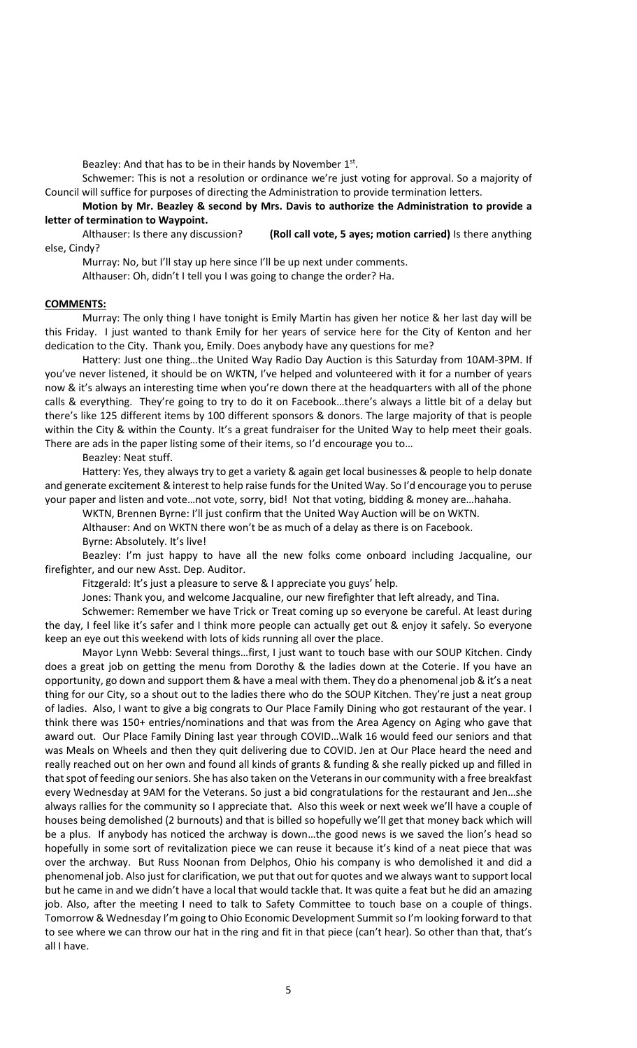Beazley: And that has to be in their hands by November 1st.

Schwemer: This is not a resolution or ordinance we're just voting for approval. So a majority of Council will suffice for purposes of directing the Administration to provide termination letters.

**Motion by Mr. Beazley & second by Mrs. Davis to authorize the Administration to provide a letter of termination to Waypoint.**

Althauser: Is there any discussion? **(Roll call vote, 5 ayes; motion carried)** Is there anything else, Cindy?

Murray: No, but I'll stay up here since I'll be up next under comments.

Althauser: Oh, didn't I tell you I was going to change the order? Ha.

## COMMENTS:

Murray: The only thing I have tonight is Emily Martin has given her notice & her last day will be this Friday. I just wanted to thank Emily for her years of service here for the City of Kenton and her dedication to the City. Thank you, Emily. Does anybody have any questions for me?

Hattery: Just one thing…the United Way Radio Day Auction is this Saturday from 10AM-3PM. If you've never listened, it should be on WKTN, I've helped and volunteered with it for a number of years now & it's always an interesting time when you're down there at the headquarters with all of the phone calls & everything. They're going to try to do it on Facebook…there's always a little bit of a delay but there's like 125 different items by 100 different sponsors & donors. The large majority of that is people within the City & within the County. It's a great fundraiser for the United Way to help meet their goals. There are ads in the paper listing some of their items, so I'd encourage you to…

Beazley: Neat stuff.

Hattery: Yes, they always try to get a variety & again get local businesses & people to help donate and generate excitement & interest to help raise funds for the United Way. So I'd encourage you to peruse your paper and listen and vote…not vote, sorry, bid! Not that voting, bidding & money are…hahaha.

WKTN, Brennen Byrne: I'll just confirm that the United Way Auction will be on WKTN.

Althauser: And on WKTN there won't be as much of a delay as there is on Facebook.

Byrne: Absolutely. It's live!

Beazley: I'm just happy to have all the new folks come onboard including Jacqualine, our firefighter, and our new Asst. Dep. Auditor.

Fitzgerald: It's just a pleasure to serve & I appreciate you guys' help.

Jones: Thank you, and welcome Jacqualine, our new firefighter that left already, and Tina.

Schwemer: Remember we have Trick or Treat coming up so everyone be careful. At least during the day, I feel like it's safer and I think more people can actually get out & enjoy it safely. So everyone keep an eye out this weekend with lots of kids running all over the place.

Mayor Lynn Webb: Several things…first, I just want to touch base with our SOUP Kitchen. Cindy does a great job on getting the menu from Dorothy & the ladies down at the Coterie. If you have an opportunity, go down and support them & have a meal with them. They do a phenomenal job & it's a neat thing for our City, so a shout out to the ladies there who do the SOUP Kitchen. They're just a neat group of ladies. Also, I want to give a big congrats to Our Place Family Dining who got restaurant of the year. I think there was 150+ entries/nominations and that was from the Area Agency on Aging who gave that award out. Our Place Family Dining last year through COVID…Walk 16 would feed our seniors and that was Meals on Wheels and then they quit delivering due to COVID. Jen at Our Place heard the need and really reached out on her own and found all kinds of grants & funding & she really picked up and filled in that spot of feeding our seniors. She has also taken on the Veterans in our community with a free breakfast every Wednesday at 9AM for the Veterans. So just a bid congratulations for the restaurant and Jen…she always rallies for the community so I appreciate that. Also this week or next week we'll have a couple of houses being demolished (2 burnouts) and that is billed so hopefully we'll get that money back which will be a plus. If anybody has noticed the archway is down…the good news is we saved the lion's head so hopefully in some sort of revitalization piece we can reuse it because it's kind of a neat piece that was over the archway. But Russ Noonan from Delphos, Ohio his company is who demolished it and did a phenomenal job. Also just for clarification, we put that out for quotes and we always want to support local but he came in and we didn't have a local that would tackle that. It was quite a feat but he did an amazing job. Also, after the meeting I need to talk to Safety Committee to touch base on a couple of things. Tomorrow & Wednesday I'm going to Ohio Economic Development Summit so I'm looking forward to that to see where we can throw our hat in the ring and fit in that piece (can't hear). So other than that, that's all I have.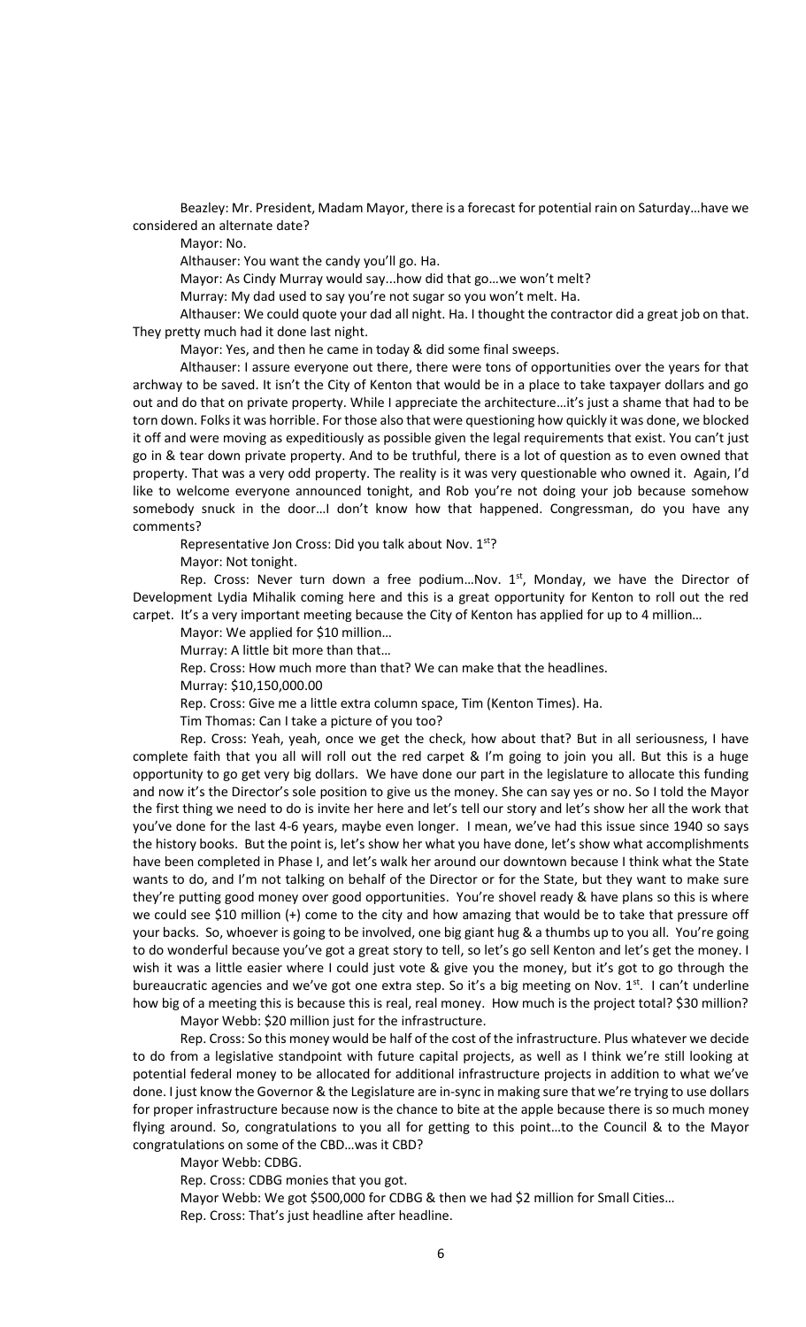Beazley: Mr. President, Madam Mayor, there is a forecast for potential rain on Saturday…have we considered an alternate date?

Mayor: No.

Althauser: You want the candy you'll go. Ha.

Mayor: As Cindy Murray would say...how did that go…we won't melt?

Murray: My dad used to say you're not sugar so you won't melt. Ha.

Althauser: We could quote your dad all night. Ha. I thought the contractor did a great job on that. They pretty much had it done last night.

Mayor: Yes, and then he came in today & did some final sweeps.

Althauser: I assure everyone out there, there were tons of opportunities over the years for that archway to be saved. It isn't the City of Kenton that would be in a place to take taxpayer dollars and go out and do that on private property. While I appreciate the architecture…it's just a shame that had to be torn down. Folks it was horrible. For those also that were questioning how quickly it was done, we blocked it off and were moving as expeditiously as possible given the legal requirements that exist. You can't just go in & tear down private property. And to be truthful, there is a lot of question as to even owned that property. That was a very odd property. The reality is it was very questionable who owned it. Again, I'd like to welcome everyone announced tonight, and Rob you're not doing your job because somehow somebody snuck in the door…I don't know how that happened. Congressman, do you have any comments?

Representative Jon Cross: Did you talk about Nov. 1st?

Mayor: Not tonight.

Rep. Cross: Never turn down a free podium…Nov. 1st, Monday, we have the Director of Development Lydia Mihalik coming here and this is a great opportunity for Kenton to roll out the red carpet. It's a very important meeting because the City of Kenton has applied for up to 4 million…

Mayor: We applied for $10 million…

Murray: A little bit more than that…

Rep. Cross: How much more than that? We can make that the headlines.

Murray: $10,150,000.00

Rep. Cross: Give me a little extra column space, Tim (Kenton Times). Ha.

Tim Thomas: Can I take a picture of you too?

Rep. Cross: Yeah, yeah, once we get the check, how about that? But in all seriousness, I have complete faith that you all will roll out the red carpet & I'm going to join you all. But this is a huge opportunity to go get very big dollars. We have done our part in the legislature to allocate this funding and now it's the Director's sole position to give us the money. She can say yes or no. So I told the Mayor the first thing we need to do is invite her here and let's tell our story and let's show her all the work that you've done for the last 4-6 years, maybe even longer. I mean, we've had this issue since 1940 so says the history books. But the point is, let's show her what you have done, let's show what accomplishments have been completed in Phase I, and let's walk her around our downtown because I think what the State wants to do, and I'm not talking on behalf of the Director or for the State, but they want to make sure they're putting good money over good opportunities. You're shovel ready & have plans so this is where we could see $10 million (+) come to the city and how amazing that would be to take that pressure off your backs. So, whoever is going to be involved, one big giant hug & a thumbs up to you all. You're going to do wonderful because you've got a great story to tell, so let's go sell Kenton and let's get the money. I wish it was a little easier where I could just vote & give you the money, but it's got to go through the bureaucratic agencies and we've got one extra step. So it's a big meeting on Nov. 1st. I can't underline how big of a meeting this is because this is real, real money. How much is the project total? $30 million?

Mayor Webb: $20 million just for the infrastructure.

Rep. Cross: So this money would be half of the cost of the infrastructure. Plus whatever we decide to do from a legislative standpoint with future capital projects, as well as I think we're still looking at potential federal money to be allocated for additional infrastructure projects in addition to what we've done. I just know the Governor & the Legislature are in-sync in making sure that we're trying to use dollars for proper infrastructure because now is the chance to bite at the apple because there is so much money flying around. So, congratulations to you all for getting to this point…to the Council & to the Mayor congratulations on some of the CBD…was it CBD?

Mayor Webb: CDBG.

Rep. Cross: CDBG monies that you got.

Mayor Webb: We got $500,000 for CDBG & then we had $2 million for Small Cities…

Rep. Cross: That's just headline after headline.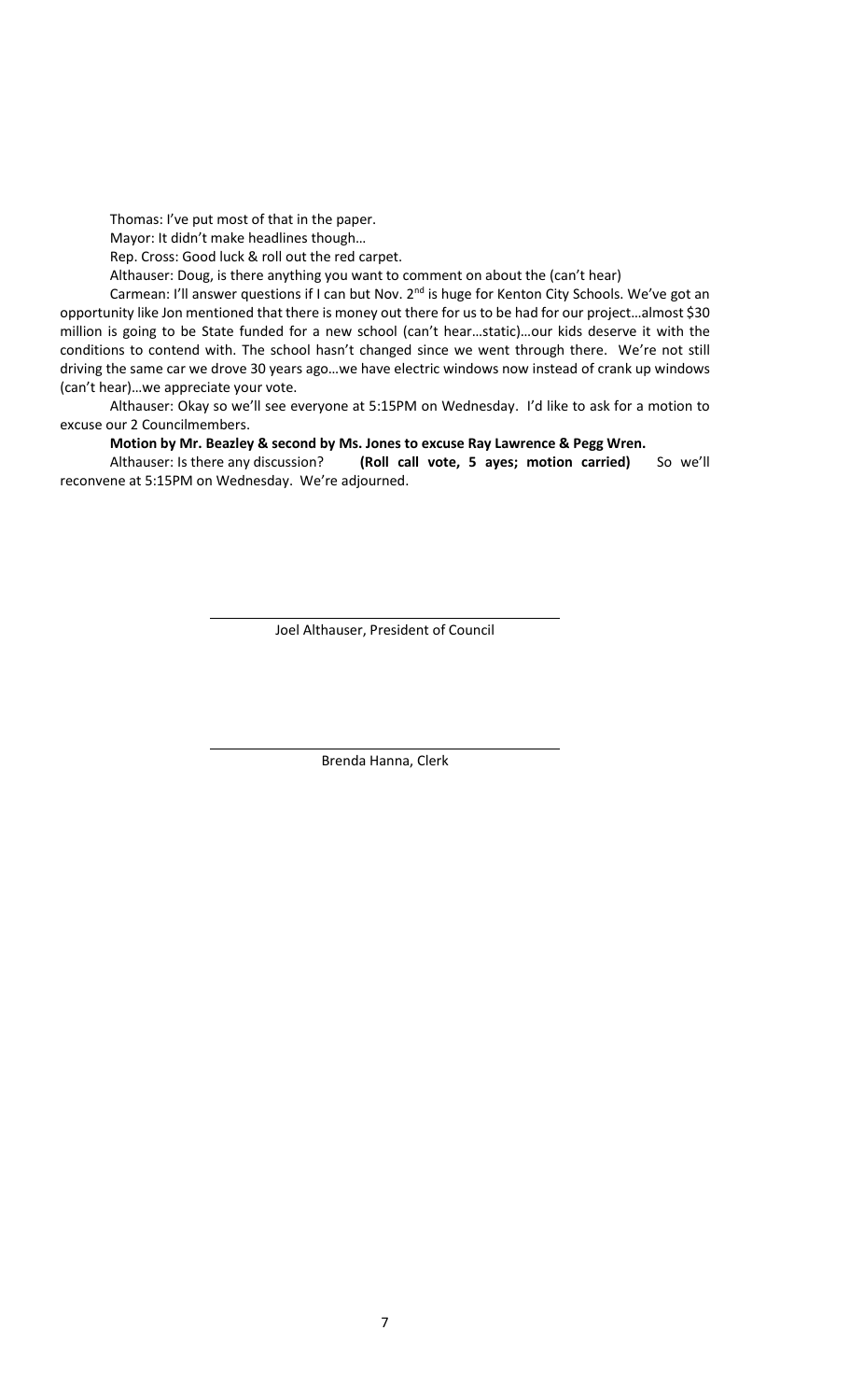Thomas: I've put most of that in the paper.

Mayor: It didn't make headlines though…

Rep. Cross: Good luck & roll out the red carpet.

Althauser: Doug, is there anything you want to comment on about the (can't hear)

Carmean: I'll answer questions if I can but Nov. 2nd is huge for Kenton City Schools. We've got an opportunity like Jon mentioned that there is money out there for us to be had for our project…almost $30 million is going to be State funded for a new school (can't hear…static)…our kids deserve it with the conditions to contend with. The school hasn't changed since we went through there. We're not still driving the same car we drove 30 years ago…we have electric windows now instead of crank up windows (can't hear)…we appreciate your vote.

Althauser: Okay so we'll see everyone at 5:15PM on Wednesday. I'd like to ask for a motion to excuse our 2 Councilmembers.

**Motion by Mr. Beazley & second by Ms. Jones to excuse Ray Lawrence & Pegg Wren.**

Althauser: Is there any discussion? **(Roll call vote, 5 ayes; motion carried)** So we'll reconvene at 5:15PM on Wednesday. We're adjourned.

Joel Althauser, President of Council

Brenda Hanna, Clerk